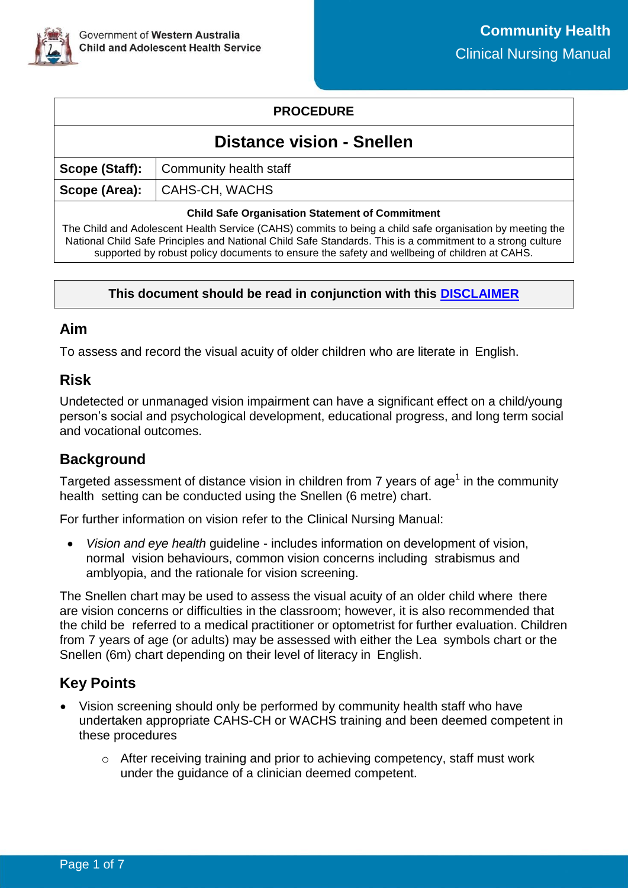Government of **Western Australia**
**Child and Adolescent Health Service**

**Community Health**
Clinical Nursing Manual

| **PROCEDURE** | |
|---|---|
| **Distance vision - Snellen** | |
| **Scope (Staff):** | Community health staff |
| **Scope (Area):** | CAHS-CH, WACHS |

**Child Safe Organisation Statement of Commitment**

The Child and Adolescent Health Service (CAHS) commits to being a child safe organisation by meeting the National Child Safe Principles and National Child Safe Standards. This is a commitment to a strong culture supported by robust policy documents to ensure the safety and wellbeing of children at CAHS.

**This document should be read in conjunction with this DISCLAIMER**

## Aim

To assess and record the visual acuity of older children who are literate in English.

## Risk

Undetected or unmanaged vision impairment can have a significant effect on a child/young person's social and psychological development, educational progress, and long term social and vocational outcomes.

## Background

Targeted assessment of distance vision in children from 7 years of age[1] in the community health setting can be conducted using the Snellen (6 metre) chart.

For further information on vision refer to the Clinical Nursing Manual:

- *Vision and eye health* guideline - includes information on development of vision, normal vision behaviours, common vision concerns including strabismus and amblyopia, and the rationale for vision screening.

The Snellen chart may be used to assess the visual acuity of an older child where there are vision concerns or difficulties in the classroom; however, it is also recommended that the child be referred to a medical practitioner or optometrist for further evaluation. Children from 7 years of age (or adults) may be assessed with either the Lea symbols chart or the Snellen (6m) chart depending on their level of literacy in English.

## Key Points

- Vision screening should only be performed by community health staff who have undertaken appropriate CAHS-CH or WACHS training and been deemed competent in these procedures
    - After receiving training and prior to achieving competency, staff must work under the guidance of a clinician deemed competent.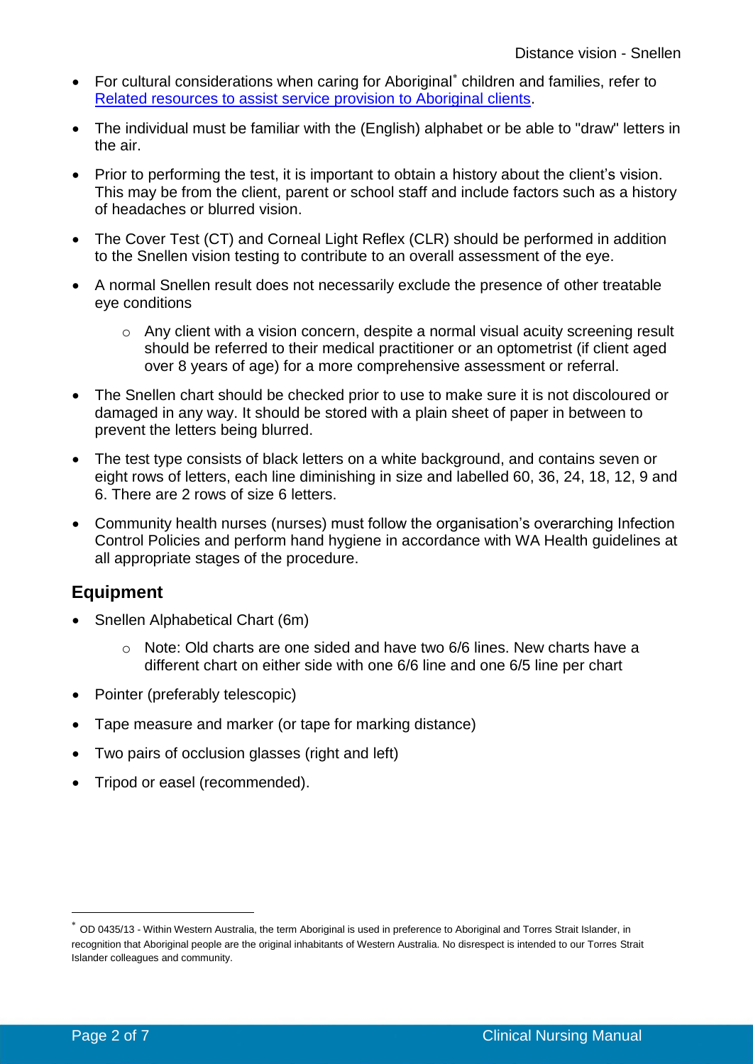- For cultural considerations when caring for Aboriginal[*] children and families, refer to [Related resources to assist service provision to Aboriginal clients](#).
- The individual must be familiar with the (English) alphabet or be able to "draw" letters in the air.
- Prior to performing the test, it is important to obtain a history about the client's vision. This may be from the client, parent or school staff and include factors such as a history of headaches or blurred vision.
- The Cover Test (CT) and Corneal Light Reflex (CLR) should be performed in addition to the Snellen vision testing to contribute to an overall assessment of the eye.
- A normal Snellen result does not necessarily exclude the presence of other treatable eye conditions
    - Any client with a vision concern, despite a normal visual acuity screening result should be referred to their medical practitioner or an optometrist (if client aged over 8 years of age) for a more comprehensive assessment or referral.
- The Snellen chart should be checked prior to use to make sure it is not discoloured or damaged in any way. It should be stored with a plain sheet of paper in between to prevent the letters being blurred.
- The test type consists of black letters on a white background, and contains seven or eight rows of letters, each line diminishing in size and labelled 60, 36, 24, 18, 12, 9 and 6. There are 2 rows of size 6 letters.
- Community health nurses (nurses) must follow the organisation's overarching Infection Control Policies and perform hand hygiene in accordance with WA Health guidelines at all appropriate stages of the procedure.

## Equipment

- Snellen Alphabetical Chart (6m)
    - Note: Old charts are one sided and have two 6/6 lines. New charts have a different chart on either side with one 6/6 line and one 6/5 line per chart
- Pointer (preferably telescopic)
- Tape measure and marker (or tape for marking distance)
- Two pairs of occlusion glasses (right and left)
- Tripod or easel (recommended).

---

[*] OD 0435/13 - Within Western Australia, the term Aboriginal is used in preference to Aboriginal and Torres Strait Islander, in recognition that Aboriginal people are the original inhabitants of Western Australia. No disrespect is intended to our Torres Strait Islander colleagues and community.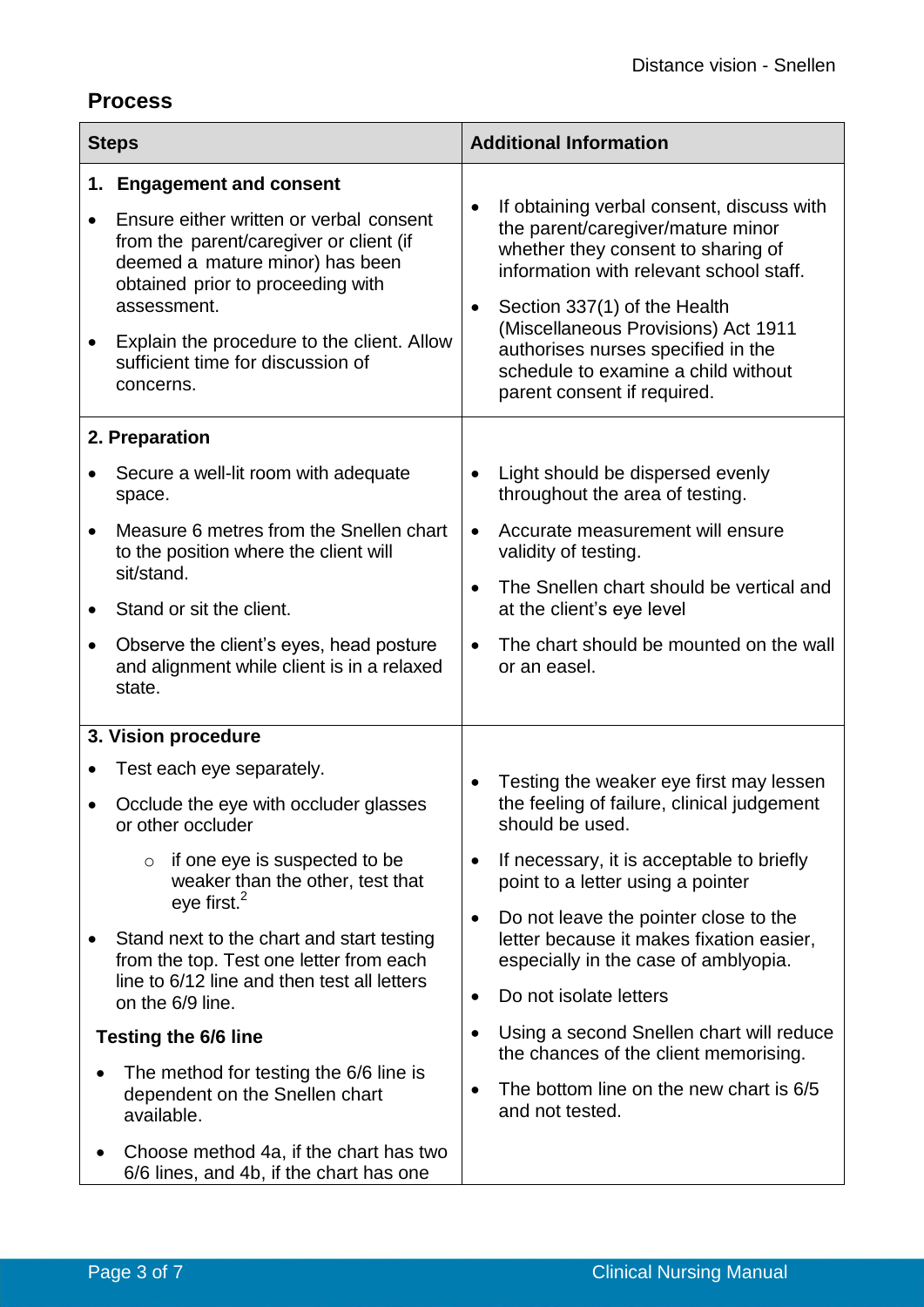## Process

| Steps | Additional Information |
|---|---|
| **1. Engagement and consent**<br>• Ensure either written or verbal consent from the parent/caregiver or client (if deemed a mature minor) has been obtained prior to proceeding with assessment.<br>• Explain the procedure to the client. Allow sufficient time for discussion of concerns. | • If obtaining verbal consent, discuss with the parent/caregiver/mature minor whether they consent to sharing of information with relevant school staff.<br>• Section 337(1) of the Health (Miscellaneous Provisions) Act 1911 authorises nurses specified in the schedule to examine a child without parent consent if required. |
| **2. Preparation**<br>• Secure a well-lit room with adequate space.<br>• Measure 6 metres from the Snellen chart to the position where the client will sit/stand.<br>• Stand or sit the client.<br>• Observe the client's eyes, head posture and alignment while client is in a relaxed state. | • Light should be dispersed evenly throughout the area of testing.<br>• Accurate measurement will ensure validity of testing.<br>• The Snellen chart should be vertical and at the client's eye level<br>• The chart should be mounted on the wall or an easel. |
| **3. Vision procedure**<br>• Test each eye separately.<br>• Occlude the eye with occluder glasses or other occluder<br>&nbsp;&nbsp;&nbsp;&nbsp;○ if one eye is suspected to be weaker than the other, test that eye first.[2]<br>• Stand next to the chart and start testing from the top. Test one letter from each line to 6/12 line and then test all letters on the 6/9 line.<br>**Testing the 6/6 line**<br>• The method for testing the 6/6 line is dependent on the Snellen chart available.<br>• Choose method 4a, if the chart has two 6/6 lines, and 4b, if the chart has one | • Testing the weaker eye first may lessen the feeling of failure, clinical judgement should be used.<br>• If necessary, it is acceptable to briefly point to a letter using a pointer<br>• Do not leave the pointer close to the letter because it makes fixation easier, especially in the case of amblyopia.<br>• Do not isolate letters<br>• Using a second Snellen chart will reduce the chances of the client memorising.<br>• The bottom line on the new chart is 6/5 and not tested. |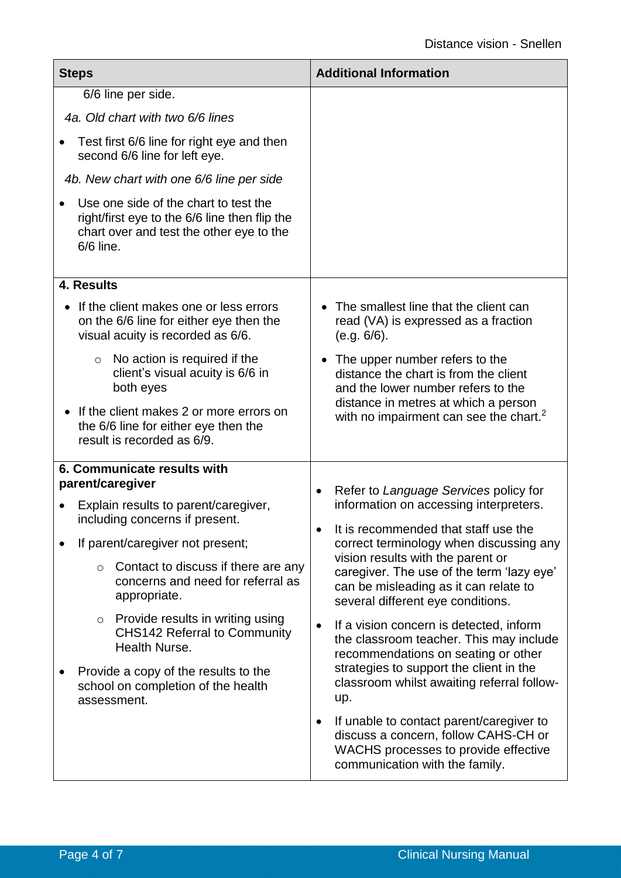| Steps | Additional Information |
|---|---|
| 6/6 line per side.<br><br>*4a. Old chart with two 6/6 lines*<br><br>• Test first 6/6 line for right eye and then second 6/6 line for left eye.<br><br>*4b. New chart with one 6/6 line per side*<br><br>• Use one side of the chart to test the right/first eye to the 6/6 line then flip the chart over and test the other eye to the 6/6 line. | |
| **4. Results**<br><br>• If the client makes one or less errors on the 6/6 line for either eye then the visual acuity is recorded as 6/6.<br>&nbsp;&nbsp;&nbsp;&nbsp;○ No action is required if the client's visual acuity is 6/6 in both eyes<br><br>• If the client makes 2 or more errors on the 6/6 line for either eye then the result is recorded as 6/9. | • The smallest line that the client can read (VA) is expressed as a fraction (e.g. 6/6).<br><br>• The upper number refers to the distance the chart is from the client and the lower number refers to the distance in metres at which a person with no impairment can see the chart.[2] |
| **6. Communicate results with parent/caregiver**<br><br>• Explain results to parent/caregiver, including concerns if present.<br><br>• If parent/caregiver not present;<br>&nbsp;&nbsp;&nbsp;&nbsp;○ Contact to discuss if there are any concerns and need for referral as appropriate.<br>&nbsp;&nbsp;&nbsp;&nbsp;○ Provide results in writing using CHS142 Referral to Community Health Nurse.<br><br>• Provide a copy of the results to the school on completion of the health assessment. | • Refer to *Language Services* policy for information on accessing interpreters.<br><br>• It is recommended that staff use the correct terminology when discussing any vision results with the parent or caregiver. The use of the term 'lazy eye' can be misleading as it can relate to several different eye conditions.<br><br>• If a vision concern is detected, inform the classroom teacher. This may include recommendations on seating or other strategies to support the client in the classroom whilst awaiting referral follow-up.<br><br>• If unable to contact parent/caregiver to discuss a concern, follow CAHS-CH or WACHS processes to provide effective communication with the family. |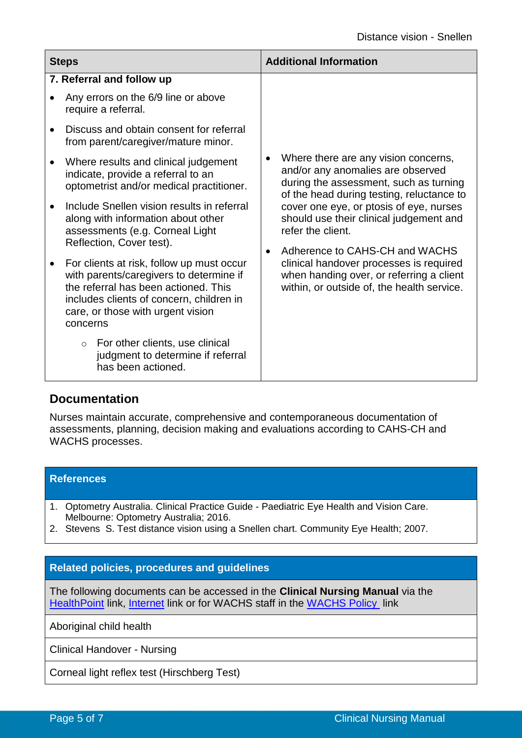| Steps | Additional Information |
|---|---|
| **7. Referral and follow up**<br>• Any errors on the 6/9 line or above require a referral.<br>• Discuss and obtain consent for referral from parent/caregiver/mature minor.<br>• Where results and clinical judgement indicate, provide a referral to an optometrist and/or medical practitioner.<br>• Include Snellen vision results in referral along with information about other assessments (e.g. Corneal Light Reflection, Cover test).<br>• For clients at risk, follow up must occur with parents/caregivers to determine if the referral has been actioned. This includes clients of concern, children in care, or those with urgent vision concerns<br>  ○ For other clients, use clinical judgment to determine if referral has been actioned. | • Where there are any vision concerns, and/or any anomalies are observed during the assessment, such as turning of the head during testing, reluctance to cover one eye, or ptosis of eye, nurses should use their clinical judgement and refer the client.<br>• Adherence to CAHS-CH and WACHS clinical handover processes is required when handing over, or referring a client within, or outside of, the health service. |

## Documentation

Nurses maintain accurate, comprehensive and contemporaneous documentation of assessments, planning, decision making and evaluations according to CAHS-CH and WACHS processes.

## References

1. Optometry Australia. Clinical Practice Guide - Paediatric Eye Health and Vision Care. Melbourne: Optometry Australia; 2016.
2. Stevens S. Test distance vision using a Snellen chart. Community Eye Health; 2007.

## Related policies, procedures and guidelines

The following documents can be accessed in the **Clinical Nursing Manual** via the HealthPoint link, Internet link or for WACHS staff in the WACHS Policy link

Aboriginal child health

Clinical Handover - Nursing

Corneal light reflex test (Hirschberg Test)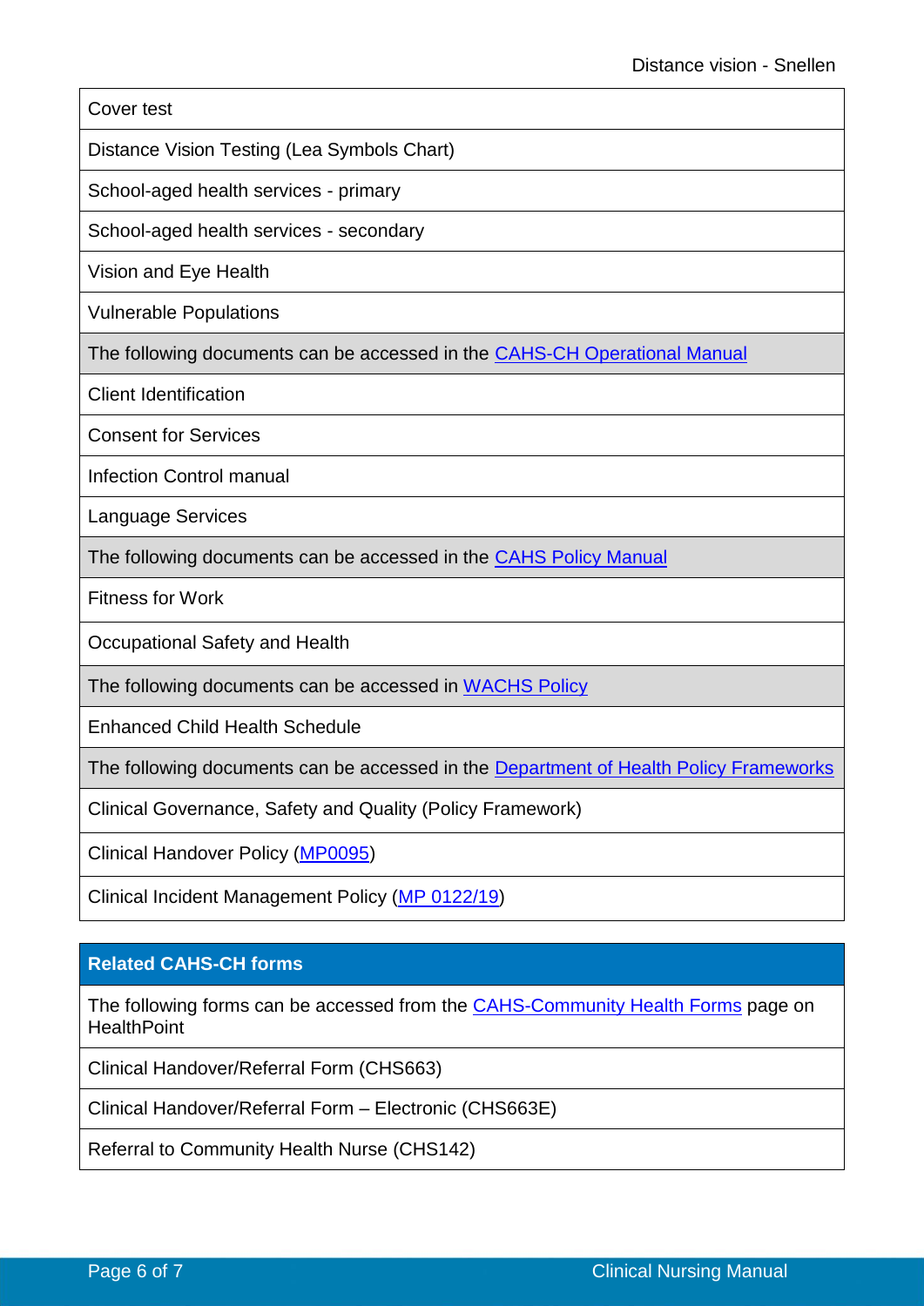| Cover test |
|---|
| Distance Vision Testing (Lea Symbols Chart) |
| School-aged health services - primary |
| School-aged health services - secondary |
| Vision and Eye Health |
| Vulnerable Populations |
| The following documents can be accessed in the CAHS-CH Operational Manual |
| Client Identification |
| Consent for Services |
| Infection Control manual |
| Language Services |
| The following documents can be accessed in the CAHS Policy Manual |
| Fitness for Work |
| Occupational Safety and Health |
| The following documents can be accessed in WACHS Policy |
| Enhanced Child Health Schedule |
| The following documents can be accessed in the Department of Health Policy Frameworks |
| Clinical Governance, Safety and Quality (Policy Framework) |
| Clinical Handover Policy (MP0095) |
| Clinical Incident Management Policy (MP 0122/19) |

| **Related CAHS-CH forms** |
|---|
| The following forms can be accessed from the CAHS-Community Health Forms page on HealthPoint |
| Clinical Handover/Referral Form (CHS663) |
| Clinical Handover/Referral Form – Electronic (CHS663E) |
| Referral to Community Health Nurse (CHS142) |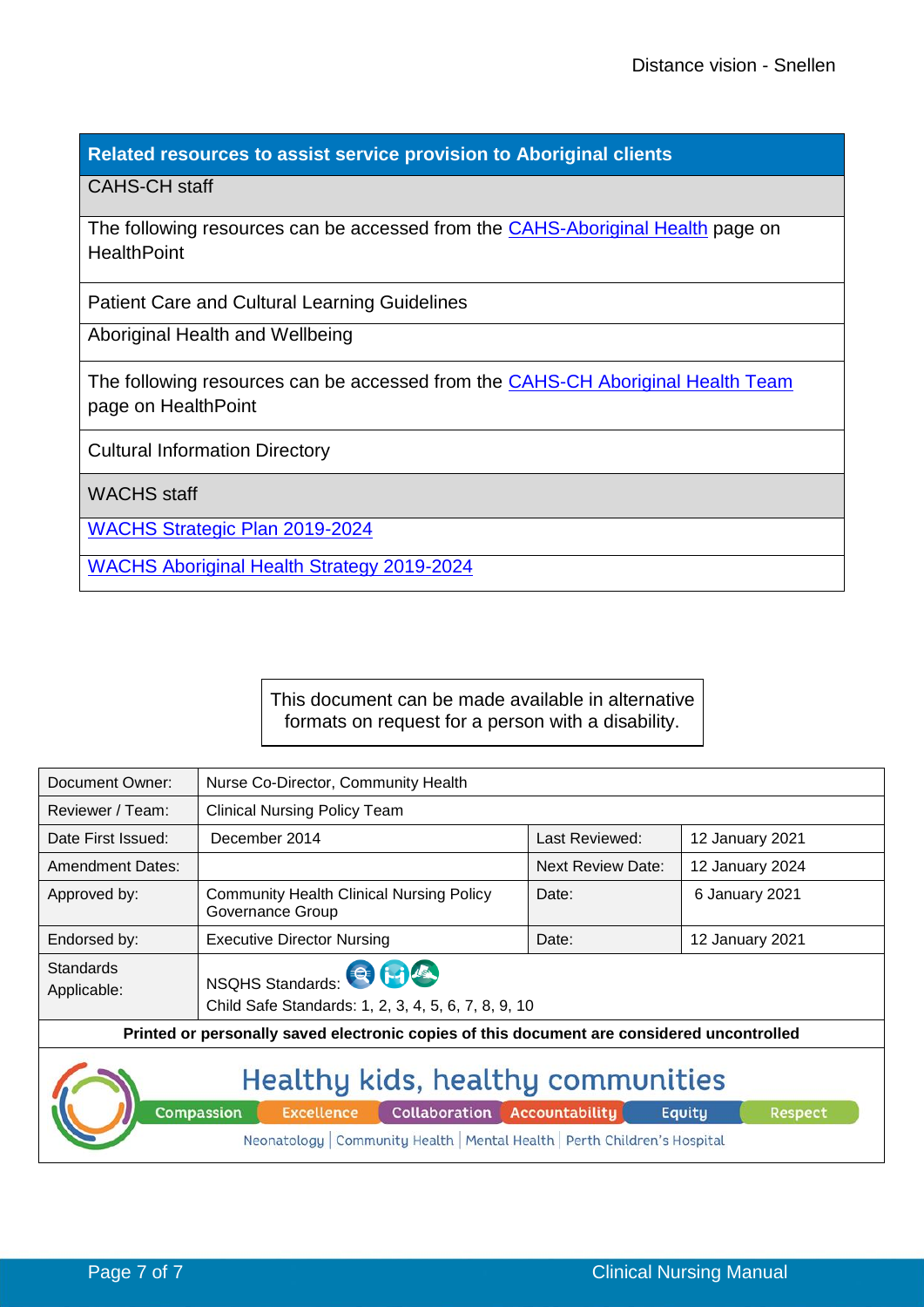| Related resources to assist service provision to Aboriginal clients |
|---|
| CAHS-CH staff |
| The following resources can be accessed from the CAHS-Aboriginal Health page on HealthPoint |
| Patient Care and Cultural Learning Guidelines |
| Aboriginal Health and Wellbeing |
| The following resources can be accessed from the CAHS-CH Aboriginal Health Team page on HealthPoint |
| Cultural Information Directory |
| WACHS staff |
| WACHS Strategic Plan 2019-2024 |
| WACHS Aboriginal Health Strategy 2019-2024 |

This document can be made available in alternative formats on request for a person with a disability.

| | | | |
|---|---|---|---|
| Document Owner: | Nurse Co-Director, Community Health | | |
| Reviewer / Team: | Clinical Nursing Policy Team | | |
| Date First Issued: | December 2014 | Last Reviewed: | 12 January 2021 |
| Amendment Dates: | | Next Review Date: | 12 January 2024 |
| Approved by: | Community Health Clinical Nursing Policy Governance Group | Date: | 6 January 2021 |
| Endorsed by: | Executive Director Nursing | Date: | 12 January 2021 |
| Standards Applicable: | NSQHS Standards: Child Safe Standards: 1, 2, 3, 4, 5, 6, 7, 8, 9, 10 | | |

**Printed or personally saved electronic copies of this document are considered uncontrolled**

Healthy kids, healthy communities

Compassion | Excellence | Collaboration | Accountability | Equity | Respect

Neonatology | Community Health | Mental Health | Perth Children's Hospital